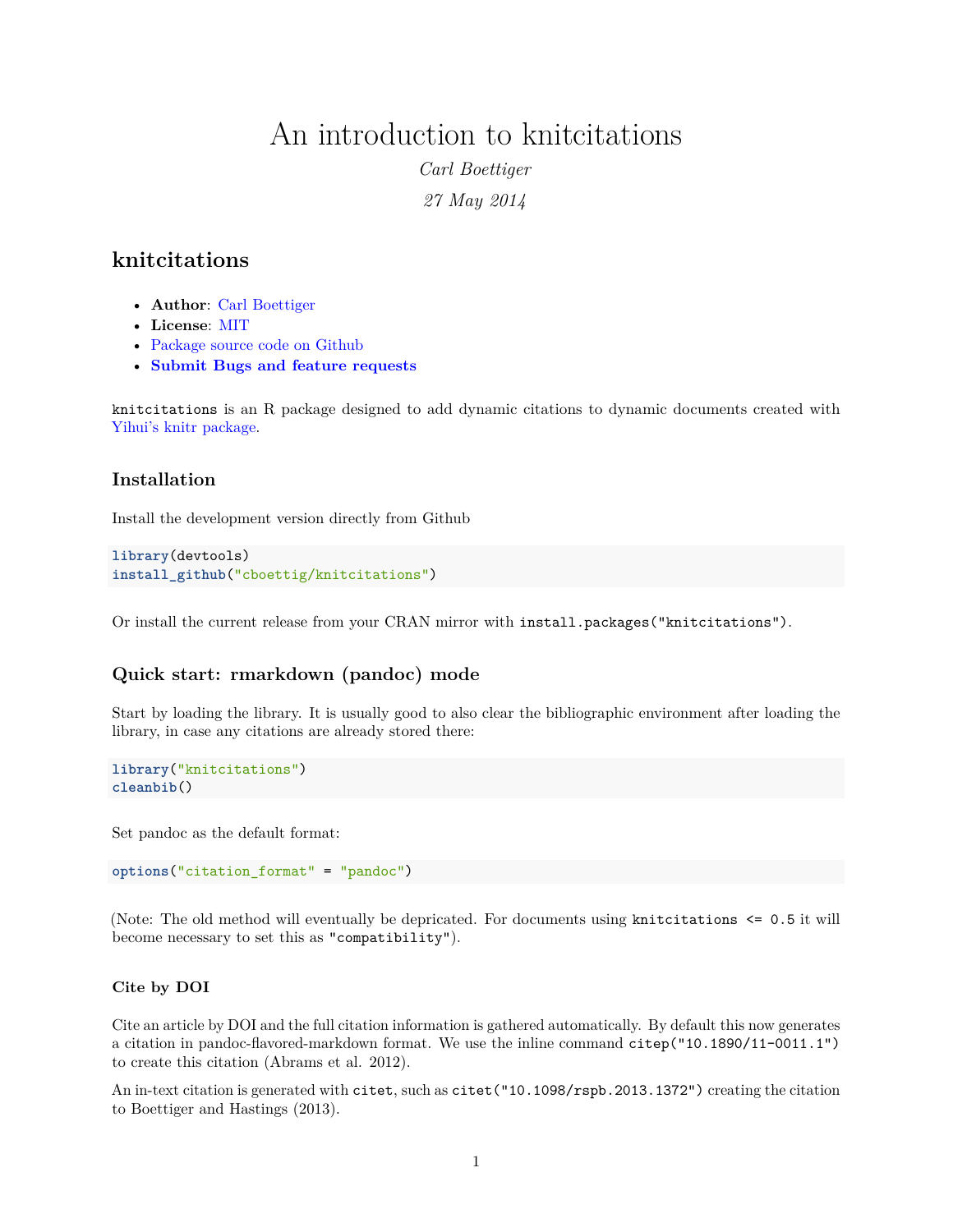# An introduction to knitcitations

*Carl Boettiger*

*27 May 2014*

## knitcitations

- **Author**: Carl Boettiger
- **License**: MIT
- Package source code on Github
- **Submit Bugs and feature requests**

`knitcitations` is an R package designed to add dynamic citations to dynamic documents created with Yihui's knitr package.

### Installation

Install the development version directly from Github

```
library(devtools)
install_github("cboettig/knitcitations")
```

Or install the current release from your CRAN mirror with `install.packages("knitcitations")`.

### Quick start: rmarkdown (pandoc) mode

Start by loading the library. It is usually good to also clear the bibliographic environment after loading the library, in case any citations are already stored there:

```
library("knitcitations")
cleanbib()
```

Set pandoc as the default format:

```
options("citation_format" = "pandoc")
```

(Note: The old method will eventually be depricated. For documents using `knitcitations <= 0.5` it will become necessary to set this as `"compatibility"`).

#### Cite by DOI

Cite an article by DOI and the full citation information is gathered automatically. By default this now generates a citation in pandoc-flavored-markdown format. We use the inline command `citep("10.1890/11-0011.1")` to create this citation (Abrams et al. 2012).

An in-text citation is generated with `citet`, such as `citet("10.1098/rspb.2013.1372")` creating the citation to Boettiger and Hastings (2013).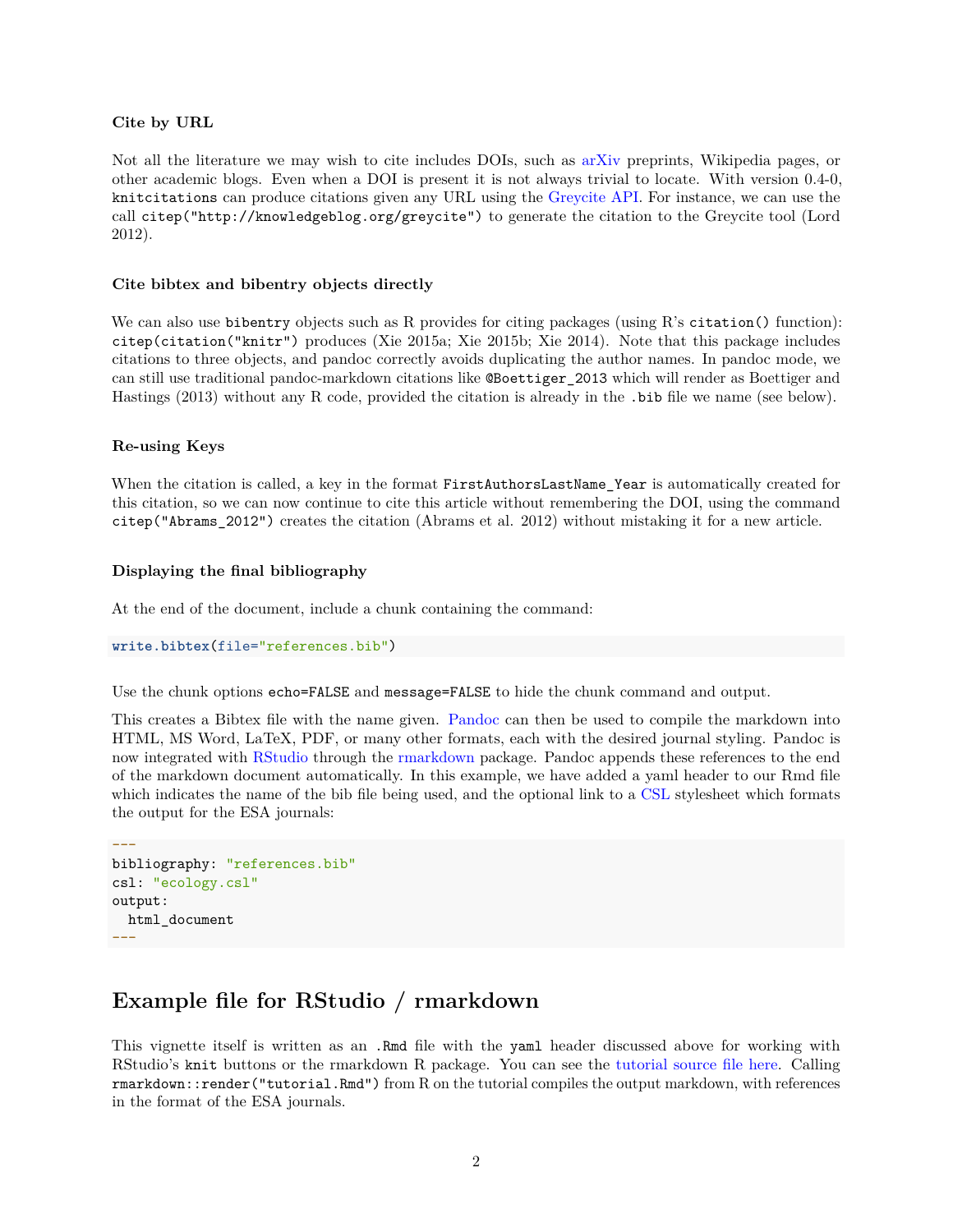### Cite by URL

Not all the literature we may wish to cite includes DOIs, such as arXiv preprints, Wikipedia pages, or other academic blogs. Even when a DOI is present it is not always trivial to locate. With version 0.4-0, `knitcitations` can produce citations given any URL using the Greycite API. For instance, we can use the call `citep("http://knowledgeblog.org/greycite")` to generate the citation to the Greycite tool (Lord 2012).

### Cite bibtex and bibentry objects directly

We can also use `bibentry` objects such as R provides for citing packages (using R's `citation()` function): `citep(citation("knitr")` produces (Xie 2015a; Xie 2015b; Xie 2014). Note that this package includes citations to three objects, and pandoc correctly avoids duplicating the author names. In pandoc mode, we can still use traditional pandoc-markdown citations like `@Boettiger_2013` which will render as Boettiger and Hastings (2013) without any R code, provided the citation is already in the `.bib` file we name (see below).

### Re-using Keys

When the citation is called, a key in the format `FirstAuthorsLastName_Year` is automatically created for this citation, so we can now continue to cite this article without remembering the DOI, using the command `citep("Abrams_2012")` creates the citation (Abrams et al. 2012) without mistaking it for a new article.

### Displaying the final bibliography

At the end of the document, include a chunk containing the command:

```r
write.bibtex(file="references.bib")
```

Use the chunk options `echo=FALSE` and `message=FALSE` to hide the chunk command and output.

This creates a Bibtex file with the name given. Pandoc can then be used to compile the markdown into HTML, MS Word, LaTeX, PDF, or many other formats, each with the desired journal styling. Pandoc is now integrated with RStudio through the rmarkdown package. Pandoc appends these references to the end of the markdown document automatically. In this example, we have added a yaml header to our Rmd file which indicates the name of the bib file being used, and the optional link to a CSL stylesheet which formats the output for the ESA journals:

```yaml
---
bibliography: "references.bib"
csl: "ecology.csl"
output:
  html_document
---
```

## Example file for RStudio / rmarkdown

This vignette itself is written as an `.Rmd` file with the `yaml` header discussed above for working with RStudio's `knit` buttons or the rmarkdown R package. You can see the tutorial source file here. Calling `rmarkdown::render("tutorial.Rmd")` from R on the tutorial compiles the output markdown, with references in the format of the ESA journals.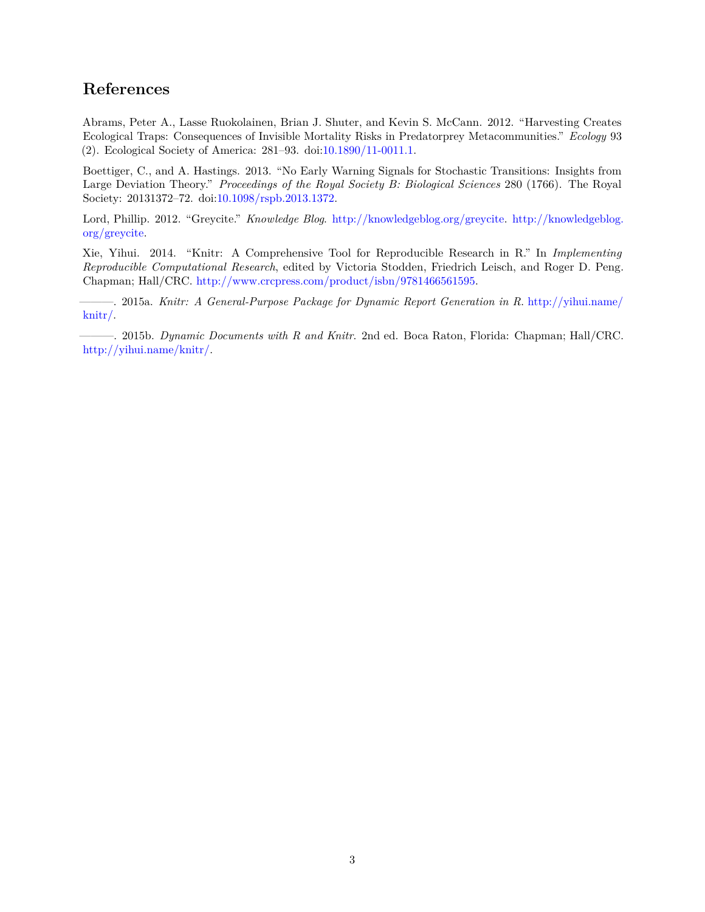# References

Abrams, Peter A., Lasse Ruokolainen, Brian J. Shuter, and Kevin S. McCann. 2012. "Harvesting Creates Ecological Traps: Consequences of Invisible Mortality Risks in Predatorprey Metacommunities." *Ecology* 93 (2). Ecological Society of America: 281–93. doi:10.1890/11-0011.1.

Boettiger, C., and A. Hastings. 2013. "No Early Warning Signals for Stochastic Transitions: Insights from Large Deviation Theory." *Proceedings of the Royal Society B: Biological Sciences* 280 (1766). The Royal Society: 20131372–72. doi:10.1098/rspb.2013.1372.

Lord, Phillip. 2012. "Greycite." *Knowledge Blog*. http://knowledgeblog.org/greycite. http://knowledgeblog.org/greycite.

Xie, Yihui. 2014. "Knitr: A Comprehensive Tool for Reproducible Research in R." In *Implementing Reproducible Computational Research*, edited by Victoria Stodden, Friedrich Leisch, and Roger D. Peng. Chapman; Hall/CRC. http://www.crcpress.com/product/isbn/9781466561595.

———. 2015a. *Knitr: A General-Purpose Package for Dynamic Report Generation in R*. http://yihui.name/knitr/.

———. 2015b. *Dynamic Documents with R and Knitr*. 2nd ed. Boca Raton, Florida: Chapman; Hall/CRC. http://yihui.name/knitr/.